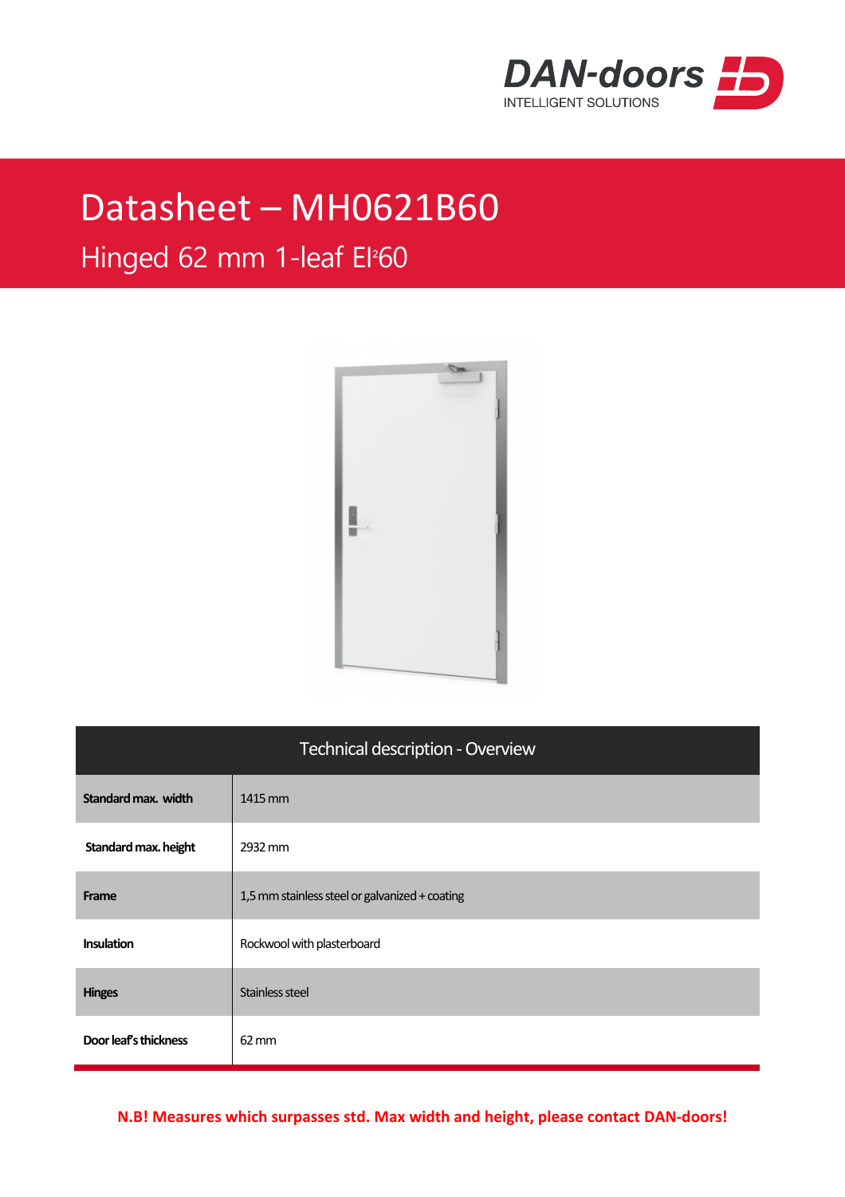DAN-doors
INTELLIGENT SOLUTIONS

# Datasheet – MH0621B60

## Hinged 62 mm 1-leaf EI²60

| Technical description - Overview | |
|---|---|
| **Standard max. width** | 1415 mm |
| **Standard max. height** | 2932 mm |
| **Frame** | 1,5 mm stainless steel or galvanized + coating |
| **Insulation** | Rockwool with plasterboard |
| **Hinges** | Stainless steel |
| **Door leaf's thickness** | 62 mm |

**N.B! Measures which surpasses std. Max width and height, please contact DAN-doors!**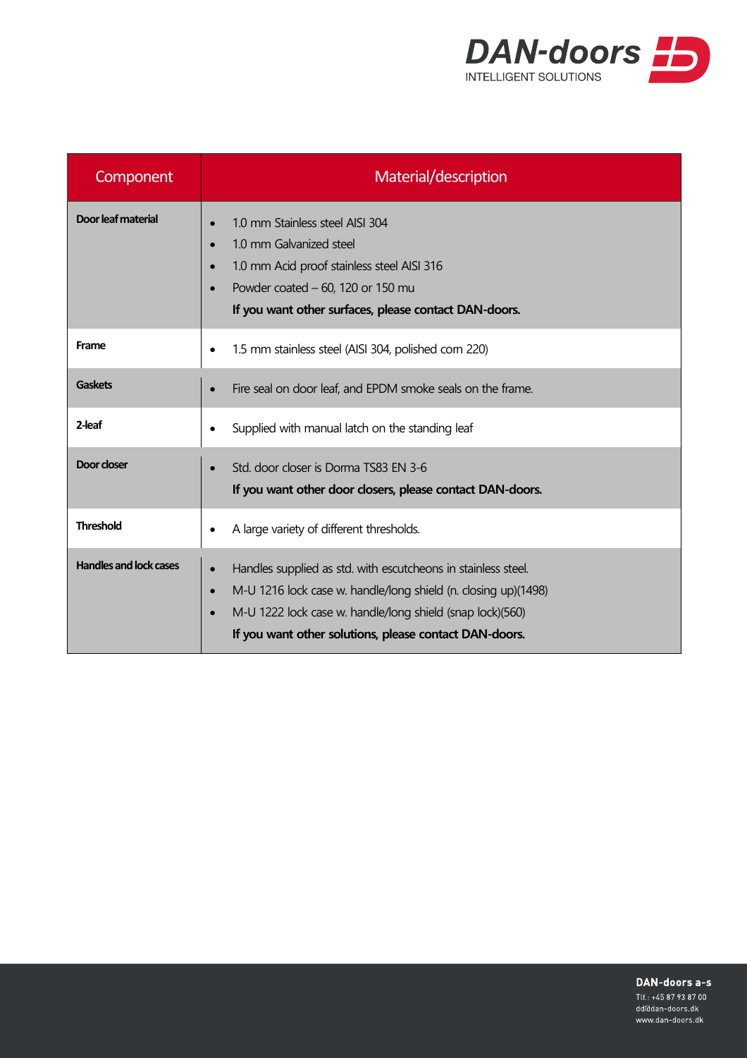| Component | Material/description |
| --- | --- |
| **Door leaf material** | • 1.0 mm Stainless steel AISI 304<br>• 1.0 mm Galvanized steel<br>• 1.0 mm Acid proof stainless steel AISI 316<br>• Powder coated – 60, 120 or 150 mu<br>**If you want other surfaces, please contact DAN-doors.** |
| **Frame** | • 1.5 mm stainless steel (AISI 304, polished corn 220) |
| **Gaskets** | • Fire seal on door leaf, and EPDM smoke seals on the frame. |
| **2-leaf** | • Supplied with manual latch on the standing leaf |
| **Door closer** | • Std. door closer is Dorma TS83 EN 3-6<br>**If you want other door closers, please contact DAN-doors.** |
| **Threshold** | • A large variety of different thresholds. |
| **Handles and lock cases** | • Handles supplied as std. with escutcheons in stainless steel.<br>• M-U 1216 lock case w. handle/long shield (n. closing up)(1498)<br>• M-U 1222 lock case w. handle/long shield (snap lock)(560)<br>**If you want other solutions, please contact DAN-doors.** |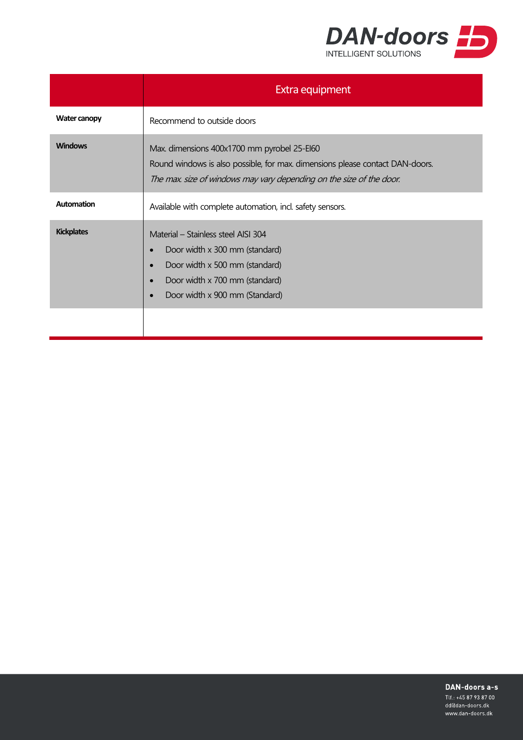| | Extra equipment |
|---|---|
| **Water canopy** | Recommend to outside doors |
| **Windows** | Max. dimensions 400x1700 mm pyrobel 25-EI60<br>Round windows is also possible, for max. dimensions please contact DAN-doors.<br>*The max. size of windows may vary depending on the size of the door.* |
| **Automation** | Available with complete automation, incl. safety sensors. |
| **Kickplates** | Material – Stainless steel AISI 304<br>• Door width x 300 mm (standard)<br>• Door width x 500 mm (standard)<br>• Door width x 700 mm (standard)<br>• Door width x 900 mm (Standard) |
| | |

**DAN-doors a-s**
Tlf.: +45 87 93 87 00
dd@dan-doors.dk
www.dan-doors.dk